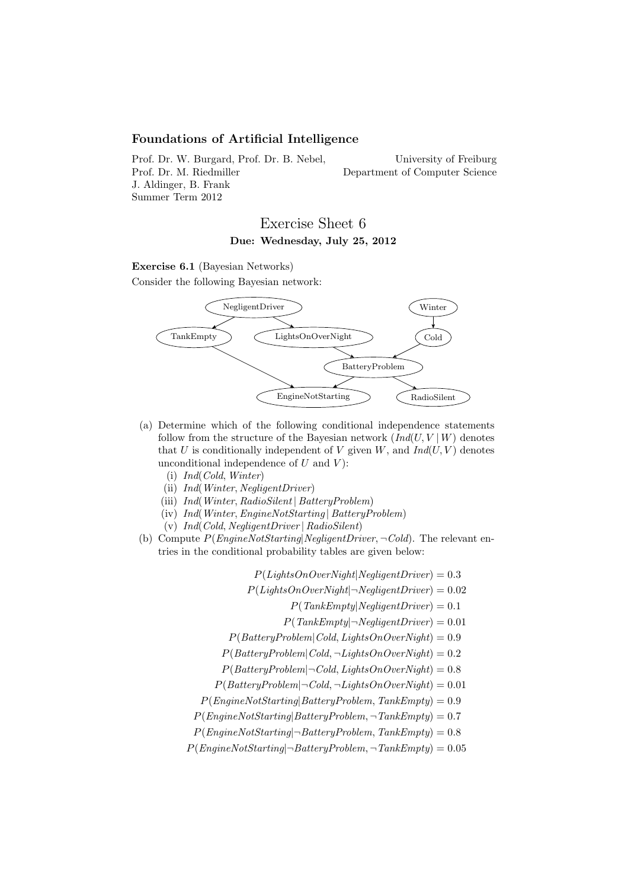**Foundations of Artificial Intelligence**

Prof. Dr. W. Burgard, Prof. Dr. B. Nebel, Prof. Dr. M. Riedmiller
J. Aldinger, B. Frank
Summer Term 2012

University of Freiburg
Department of Computer Science

# Exercise Sheet 6

**Due: Wednesday, July 25, 2012**

**Exercise 6.1** (Bayesian Networks)

Consider the following Bayesian network:

(a) Determine which of the following conditional independence statements follow from the structure of the Bayesian network ($Ind(U, V \mid W)$ denotes that $U$ is conditionally independent of $V$ given $W$, and $Ind(U, V)$ denotes unconditional independence of $U$ and $V$):

   (i) $Ind(Cold, Winter)$
   (ii) $Ind(Winter, NegligentDriver)$
   (iii) $Ind(Winter, RadioSilent \mid BatteryProblem)$
   (iv) $Ind(Winter, EngineNotStarting \mid BatteryProblem)$
   (v) $Ind(Cold, NegligentDriver \mid RadioSilent)$

(b) Compute $P(EngineNotStarting|NegligentDriver, \neg Cold)$. The relevant entries in the conditional probability tables are given below:

$$P(LightsOnOverNight|NegligentDriver) = 0.3$$
$$P(LightsOnOverNight|\neg NegligentDriver) = 0.02$$
$$P(TankEmpty|NegligentDriver) = 0.1$$
$$P(TankEmpty|\neg NegligentDriver) = 0.01$$
$$P(BatteryProblem|Cold, LightsOnOverNight) = 0.9$$
$$P(BatteryProblem|Cold, \neg LightsOnOverNight) = 0.2$$
$$P(BatteryProblem|\neg Cold, LightsOnOverNight) = 0.8$$
$$P(BatteryProblem|\neg Cold, \neg LightsOnOverNight) = 0.01$$
$$P(EngineNotStarting|BatteryProblem, TankEmpty) = 0.9$$
$$P(EngineNotStarting|BatteryProblem, \neg TankEmpty) = 0.7$$
$$P(EngineNotStarting|\neg BatteryProblem, TankEmpty) = 0.8$$
$$P(EngineNotStarting|\neg BatteryProblem, \neg TankEmpty) = 0.05$$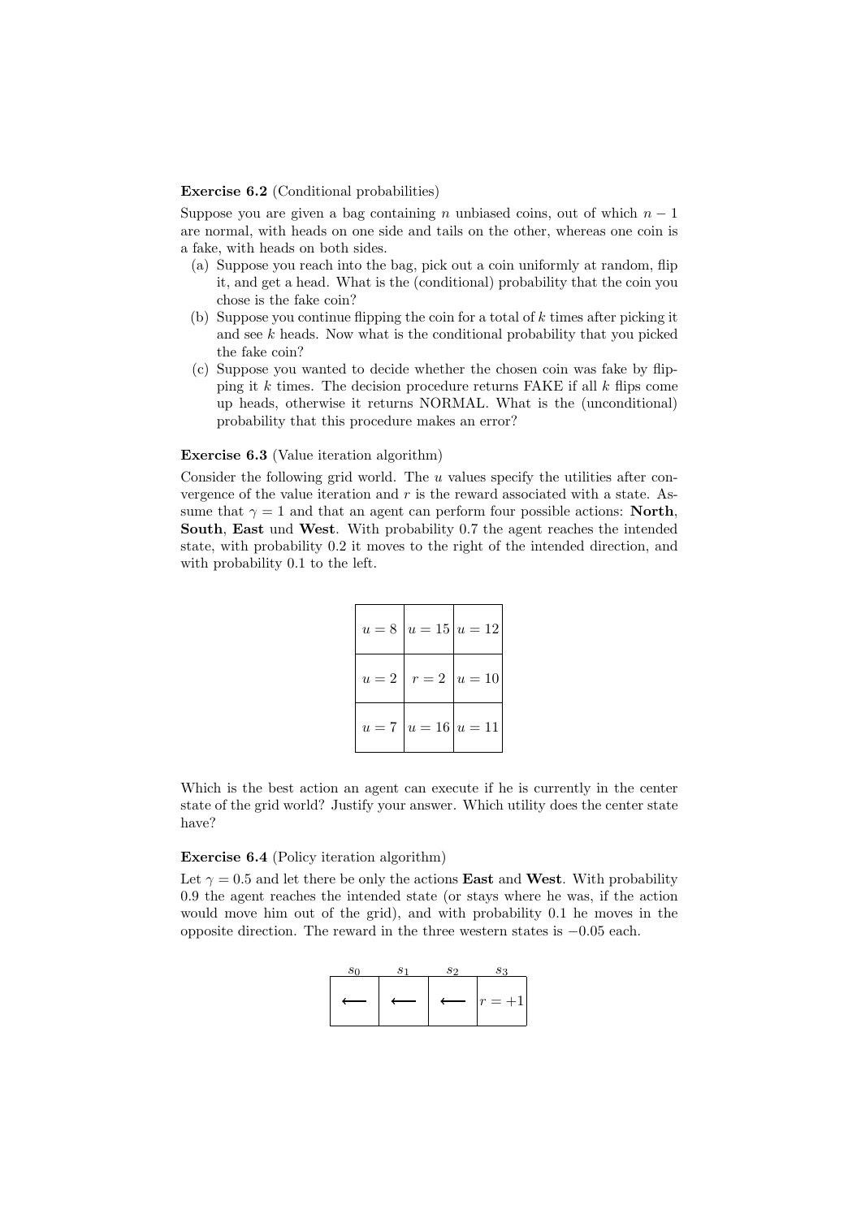**Exercise 6.2** (Conditional probabilities)

Suppose you are given a bag containing $n$ unbiased coins, out of which $n-1$ are normal, with heads on one side and tails on the other, whereas one coin is a fake, with heads on both sides.

(a) Suppose you reach into the bag, pick out a coin uniformly at random, flip it, and get a head. What is the (conditional) probability that the coin you chose is the fake coin?

(b) Suppose you continue flipping the coin for a total of $k$ times after picking it and see $k$ heads. Now what is the conditional probability that you picked the fake coin?

(c) Suppose you wanted to decide whether the chosen coin was fake by flipping it $k$ times. The decision procedure returns FAKE if all $k$ flips come up heads, otherwise it returns NORMAL. What is the (unconditional) probability that this procedure makes an error?

**Exercise 6.3** (Value iteration algorithm)

Consider the following grid world. The $u$ values specify the utilities after convergence of the value iteration and $r$ is the reward associated with a state. Assume that $\gamma = 1$ and that an agent can perform four possible actions: **North**, **South**, **East** und **West**. With probability 0.7 the agent reaches the intended state, with probability 0.2 it moves to the right of the intended direction, and with probability 0.1 to the left.

| | | |
|---|---|---|
| $u = 8$ | $u = 15$ | $u = 12$ |
| $u = 2$ | $r = 2$ | $u = 10$ |
| $u = 7$ | $u = 16$ | $u = 11$ |

Which is the best action an agent can execute if he is currently in the center state of the grid world? Justify your answer. Which utility does the center state have?

**Exercise 6.4** (Policy iteration algorithm)

Let $\gamma = 0.5$ and let there be only the actions **East** and **West**. With probability 0.9 the agent reaches the intended state (or stays where he was, if the action would move him out of the grid), and with probability 0.1 he moves in the opposite direction. The reward in the three western states is $-0.05$ each.

| $s_0$ | $s_1$ | $s_2$ | $s_3$ |
|---|---|---|---|
| $\longleftarrow$ | $\longleftarrow$ | $\longleftarrow$ | $r = +1$ |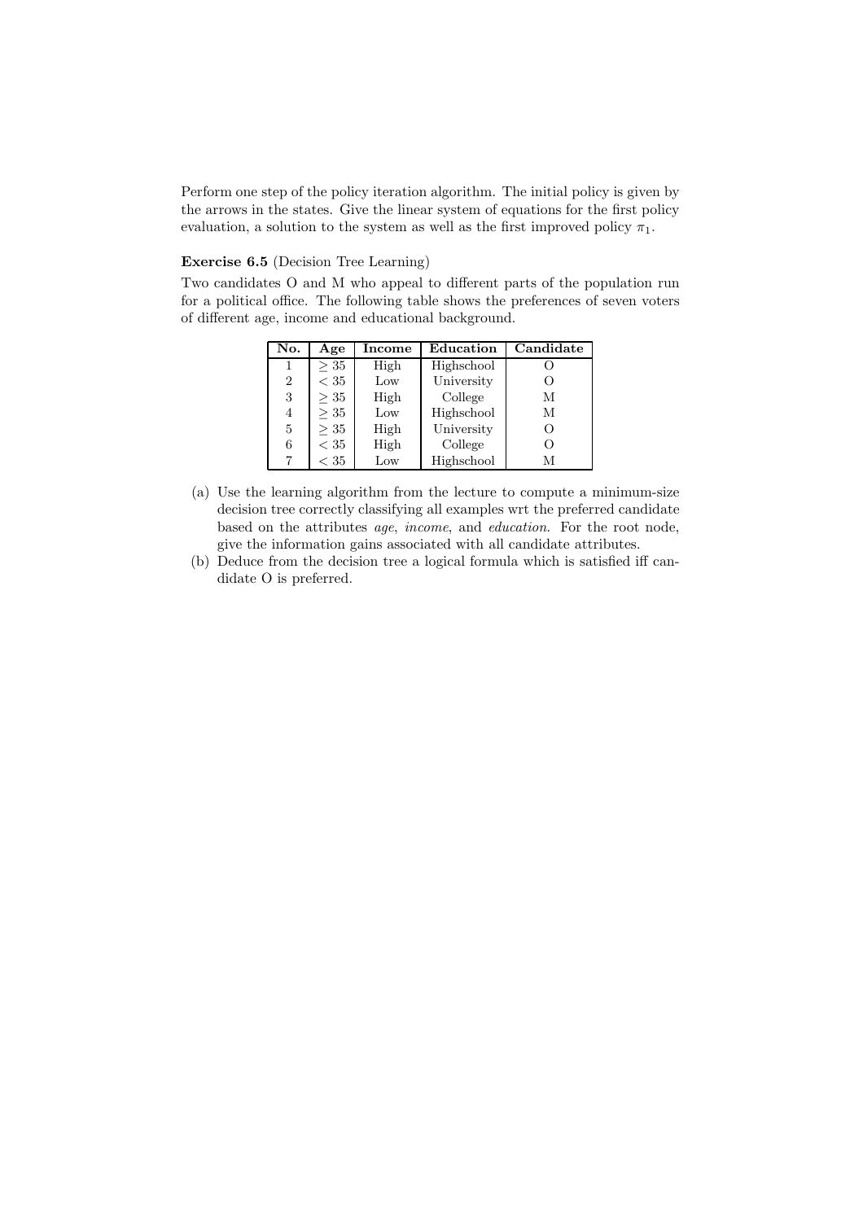Perform one step of the policy iteration algorithm. The initial policy is given by the arrows in the states. Give the linear system of equations for the first policy evaluation, a solution to the system as well as the first improved policy $\pi_1$.

**Exercise 6.5** (Decision Tree Learning)

Two candidates O and M who appeal to different parts of the population run for a political office. The following table shows the preferences of seven voters of different age, income and educational background.

| No. | Age | Income | Education | Candidate |
|---|---|---|---|---|
| 1 | $\geq 35$ | High | Highschool | O |
| 2 | $< 35$ | Low | University | O |
| 3 | $\geq 35$ | High | College | M |
| 4 | $\geq 35$ | Low | Highschool | M |
| 5 | $\geq 35$ | High | University | O |
| 6 | $< 35$ | High | College | O |
| 7 | $< 35$ | Low | Highschool | M |

(a) Use the learning algorithm from the lecture to compute a minimum-size decision tree correctly classifying all examples wrt the preferred candidate based on the attributes *age*, *income*, and *education*. For the root node, give the information gains associated with all candidate attributes.

(b) Deduce from the decision tree a logical formula which is satisfied iff candidate O is preferred.